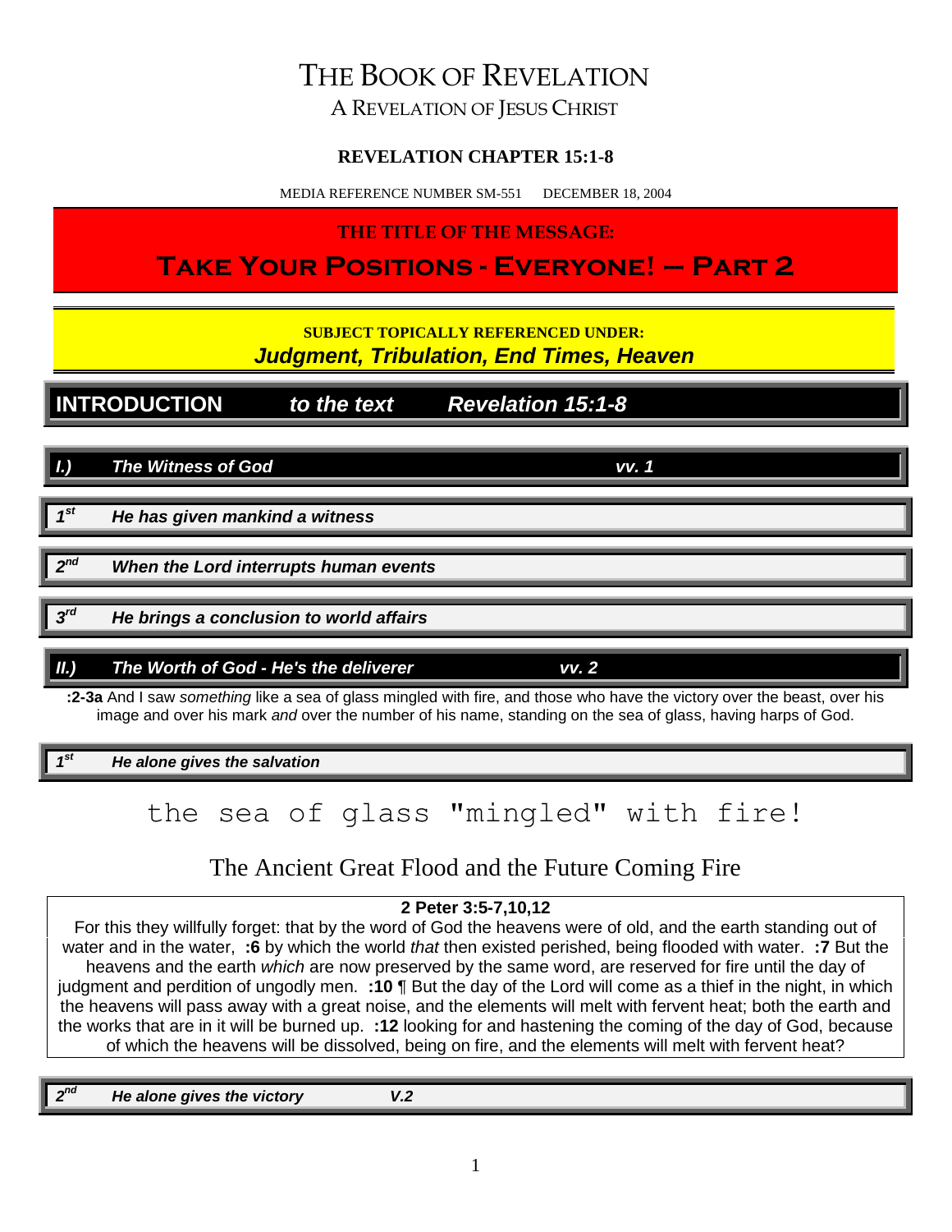# THE BOOK OF REVELATION

A REVELATION OF JESUS CHRIST

**REVELATION CHAPTER 15:1-8**

MEDIA REFERENCE NUMBER SM-551 DECEMBER 18, 2004

**THE TITLE OF THE MESSAGE:**

## Take Your Positions - Everyone! – Part 2

**SUBJECT TOPICALLY REFERENCED UNDER:**

***Judgment, Tribulation, End Times, Heaven***

## INTRODUCTION *to the text* *Revelation 15:1-8*

### *I.) The Witness of God vv. 1*

***1st He has given mankind a witness***

***2nd When the Lord interrupts human events***

***3rd He brings a conclusion to world affairs***

### *II.) The Worth of God - He's the deliverer vv. 2*

**:2-3a** And I saw *something* like a sea of glass mingled with fire, and those who have the victory over the beast, over his image and over his mark *and* over the number of his name, standing on the sea of glass, having harps of God.

***1st He alone gives the salvation***

the sea of glass "mingled" with fire!

The Ancient Great Flood and the Future Coming Fire

**2 Peter 3:5-7,10,12**

For this they willfully forget: that by the word of God the heavens were of old, and the earth standing out of water and in the water, **:6** by which the world *that* then existed perished, being flooded with water. **:7** But the heavens and the earth *which* are now preserved by the same word, are reserved for fire until the day of judgment and perdition of ungodly men. **:10** ¶ But the day of the Lord will come as a thief in the night, in which the heavens will pass away with a great noise, and the elements will melt with fervent heat; both the earth and the works that are in it will be burned up. **:12** looking for and hastening the coming of the day of God, because of which the heavens will be dissolved, being on fire, and the elements will melt with fervent heat?

***2nd He alone gives the victory V.2***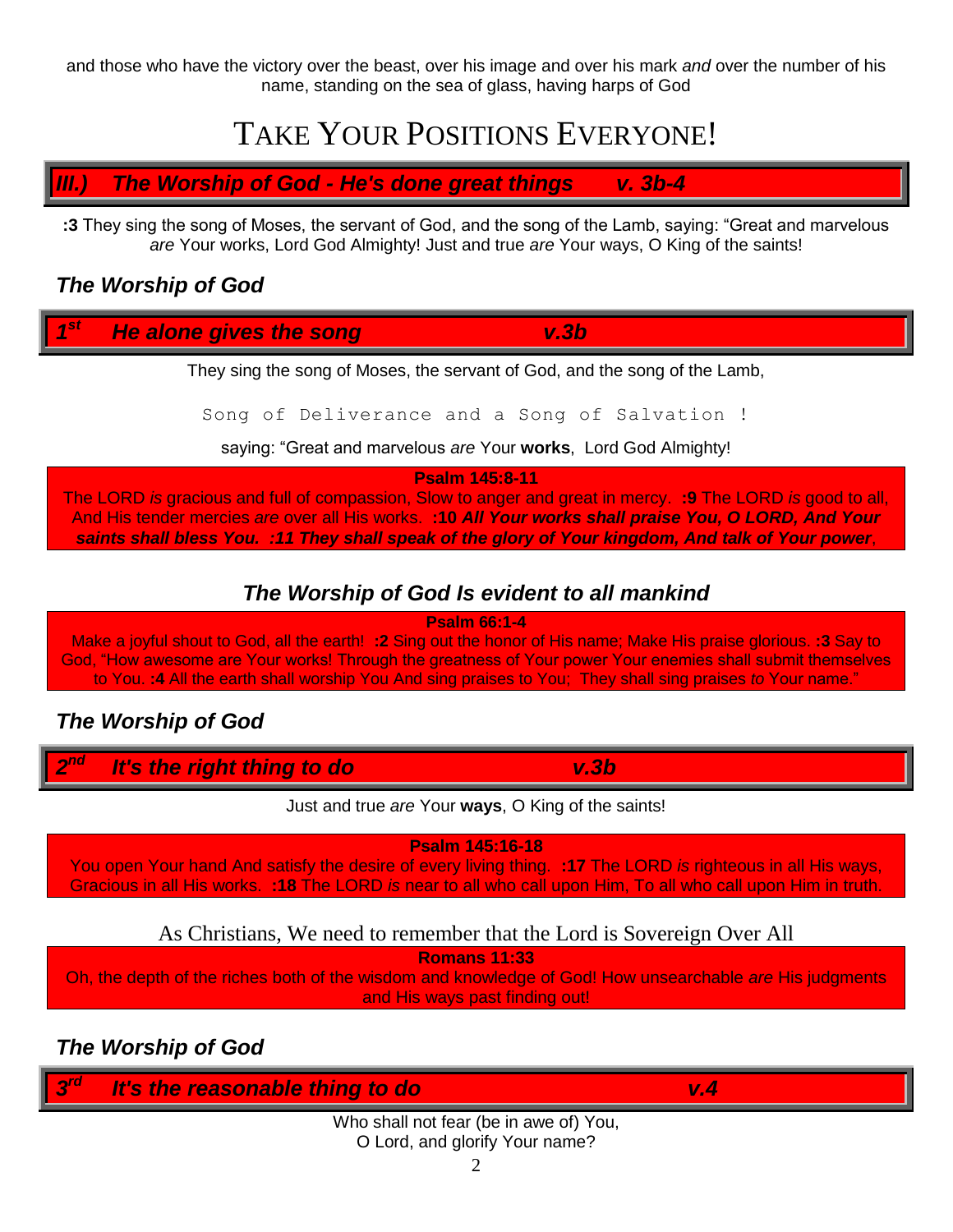and those who have the victory over the beast, over his image and over his mark *and* over the number of his name, standing on the sea of glass, having harps of God

# TAKE YOUR POSITIONS EVERYONE!

## ***III.) The Worship of God - He's done great things v. 3b-4***

**:3** They sing the song of Moses, the servant of God, and the song of the Lamb, saying: "Great and marvelous *are* Your works, Lord God Almighty! Just and true *are* Your ways, O King of the saints!

### ***The Worship of God***

#### ***1st He alone gives the song v.3b***

They sing the song of Moses, the servant of God, and the song of the Lamb,

Song of Deliverance and a Song of Salvation !

saying: "Great and marvelous *are* Your **works**, Lord God Almighty!

**Psalm 145:8-11**
The LORD *is* gracious and full of compassion, Slow to anger and great in mercy. **:9** The LORD *is* good to all, And His tender mercies *are* over all His works. **:10** ***All Your works shall praise You, O LORD, And Your saints shall bless You. :11 They shall speak of the glory of Your kingdom, And talk of Your power***,

### ***The Worship of God Is evident to all mankind***

**Psalm 66:1-4**
Make a joyful shout to God, all the earth! **:2** Sing out the honor of His name; Make His praise glorious. **:3** Say to God, "How awesome are Your works! Through the greatness of Your power Your enemies shall submit themselves to You. **:4** All the earth shall worship You And sing praises to You; They shall sing praises *to* Your name."

### ***The Worship of God***

#### ***2nd It's the right thing to do v.3b***

Just and true *are* Your **ways**, O King of the saints!

**Psalm 145:16-18**
You open Your hand And satisfy the desire of every living thing. **:17** The LORD *is* righteous in all His ways, Gracious in all His works. **:18** The LORD *is* near to all who call upon Him, To all who call upon Him in truth.

As Christians, We need to remember that the Lord is Sovereign Over All

**Romans 11:33**
Oh, the depth of the riches both of the wisdom and knowledge of God! How unsearchable *are* His judgments and His ways past finding out!

### ***The Worship of God***

#### ***3rd It's the reasonable thing to do v.4***

Who shall not fear (be in awe of) You,
O Lord, and glorify Your name?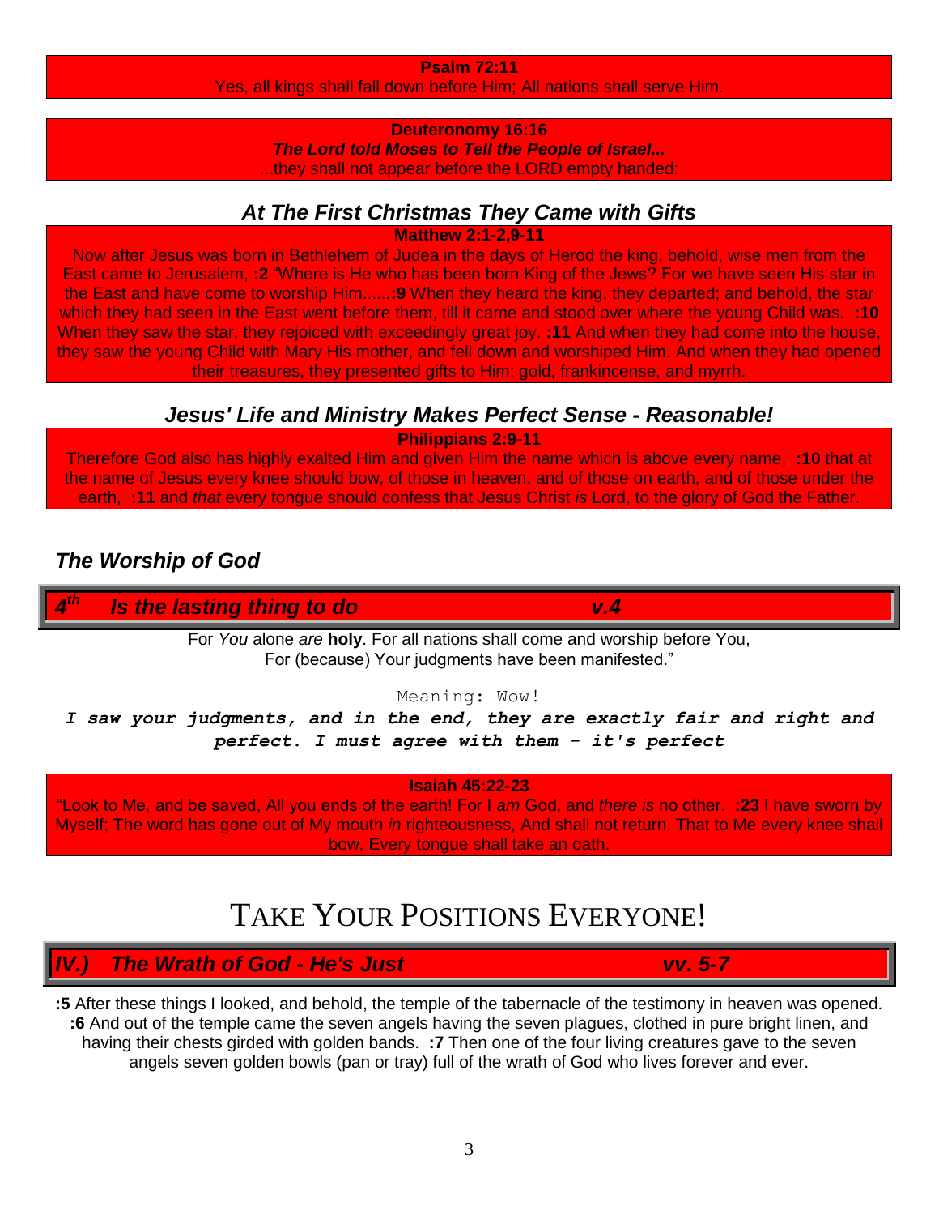**Psalm 72:11**

Yes, all kings shall fall down before Him; All nations shall serve Him.

**Deuteronomy 16:16**

***The Lord told Moses to Tell the People of Israel...***

...they shall not appear before the LORD empty handed:

### *At The First Christmas They Came with Gifts*

**Matthew 2:1-2,9-11**

Now after Jesus was born in Bethlehem of Judea in the days of Herod the king, behold, wise men from the East came to Jerusalem, **:2** "Where is He who has been born King of the Jews? For we have seen His star in the East and have come to worship Him......**:9** When they heard the king, they departed; and behold, the star which they had seen in the East went before them, till it came and stood over where the young Child was. **:10** When they saw the star, they rejoiced with exceedingly great joy. **:11** And when they had come into the house, they saw the young Child with Mary His mother, and fell down and worshiped Him. And when they had opened their treasures, they presented gifts to Him: gold, frankincense, and myrrh.

### *Jesus' Life and Ministry Makes Perfect Sense - Reasonable!*

**Philippians 2:9-11**

Therefore God also has highly exalted Him and given Him the name which is above every name, **:10** that at the name of Jesus every knee should bow, of those in heaven, and of those on earth, and of those under the earth, **:11** and *that* every tongue should confess that Jesus Christ *is* Lord, to the glory of God the Father.

### *The Worship of God*

#### *4th Is the lasting thing to do* *v.4*

For *You* alone *are* **holy**. For all nations shall come and worship before You,
For (because) Your judgments have been manifested."

Meaning: Wow!

***I saw your judgments, and in the end, they are exactly fair and right and perfect. I must agree with them - it's perfect***

**Isaiah 45:22-23**

"Look to Me, and be saved, All you ends of the earth! For I *am* God, and *there is* no other. **:23** I have sworn by Myself; The word has gone out of My mouth *in* righteousness, And shall not return, That to Me every knee shall bow, Every tongue shall take an oath.

# TAKE YOUR POSITIONS EVERYONE!

## *IV.) The Wrath of God - He's Just* *vv. 5-7*

**:5** After these things I looked, and behold, the temple of the tabernacle of the testimony in heaven was opened. **:6** And out of the temple came the seven angels having the seven plagues, clothed in pure bright linen, and having their chests girded with golden bands. **:7** Then one of the four living creatures gave to the seven angels seven golden bowls (pan or tray) full of the wrath of God who lives forever and ever.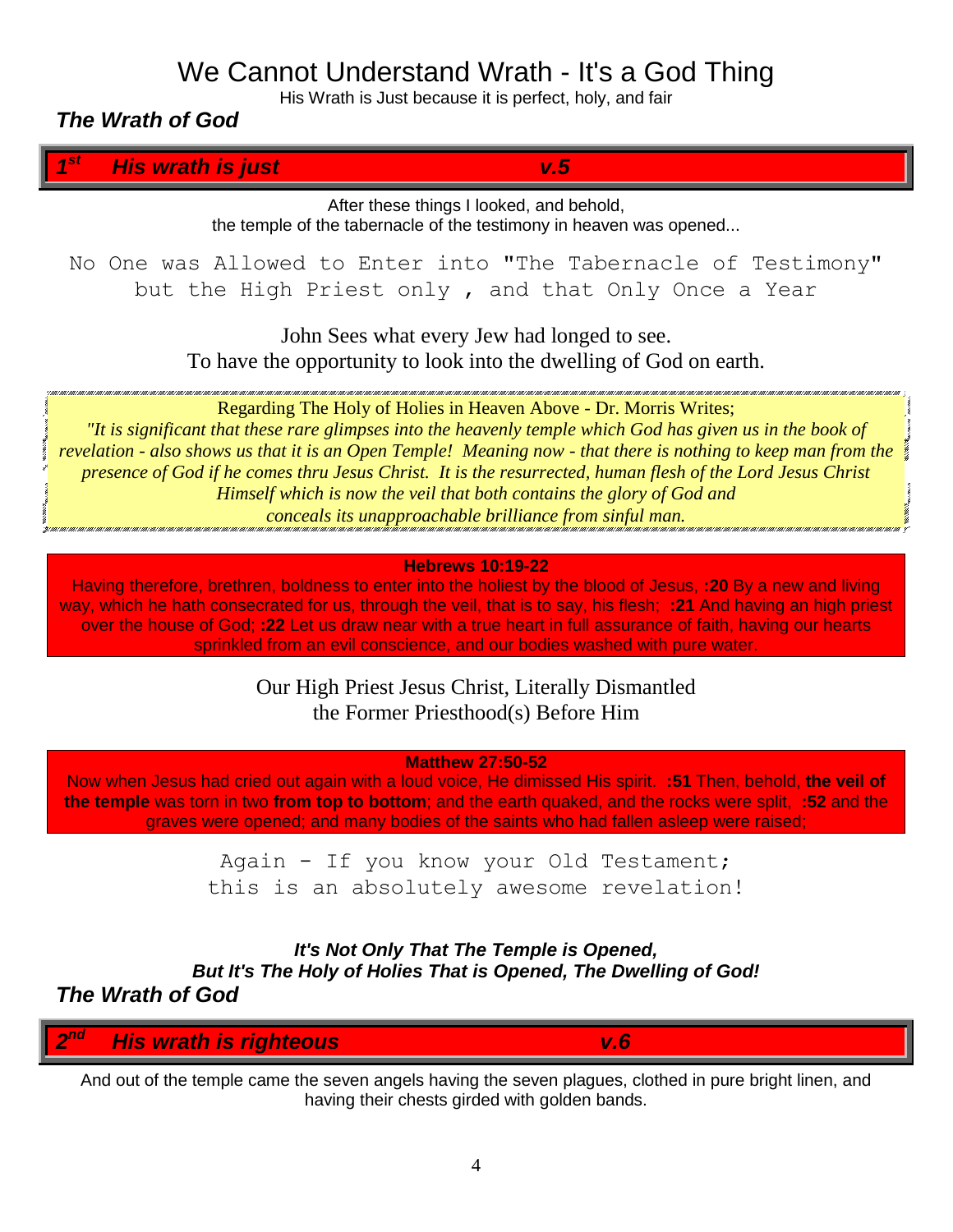# We Cannot Understand Wrath - It's a God Thing

His Wrath is Just because it is perfect, holy, and fair

***The Wrath of God***

## ***1st His wrath is just v.5***

After these things I looked, and behold,
the temple of the tabernacle of the testimony in heaven was opened...

No One was Allowed to Enter into "The Tabernacle of Testimony" but the High Priest only , and that Only Once a Year

John Sees what every Jew had longed to see.
To have the opportunity to look into the dwelling of God on earth.

> Regarding The Holy of Holies in Heaven Above - Dr. Morris Writes;
> *"It is significant that these rare glimpses into the heavenly temple which God has given us in the book of revelation - also shows us that it is an Open Temple! Meaning now - that there is nothing to keep man from the presence of God if he comes thru Jesus Christ. It is the resurrected, human flesh of the Lord Jesus Christ Himself which is now the veil that both contains the glory of God and conceals its unapproachable brilliance from sinful man.*

**Hebrews 10:19-22**
Having therefore, brethren, boldness to enter into the holiest by the blood of Jesus, **:20** By a new and living way, which he hath consecrated for us, through the veil, that is to say, his flesh; **:21** And having an high priest over the house of God; **:22** Let us draw near with a true heart in full assurance of faith, having our hearts sprinkled from an evil conscience, and our bodies washed with pure water.

Our High Priest Jesus Christ, Literally Dismantled
the Former Priesthood(s) Before Him

**Matthew 27:50-52**
Now when Jesus had cried out again with a loud voice, He dimissed His spirit. **:51** Then, behold, **the veil of the temple** was torn in two **from top to bottom**; and the earth quaked, and the rocks were split, **:52** and the graves were opened; and many bodies of the saints who had fallen asleep were raised;

Again - If you know your Old Testament;
this is an absolutely awesome revelation!

***It's Not Only That The Temple is Opened,***
***But It's The Holy of Holies That is Opened, The Dwelling of God!***

***The Wrath of God***

## ***2nd His wrath is righteous v.6***

And out of the temple came the seven angels having the seven plagues, clothed in pure bright linen, and having their chests girded with golden bands.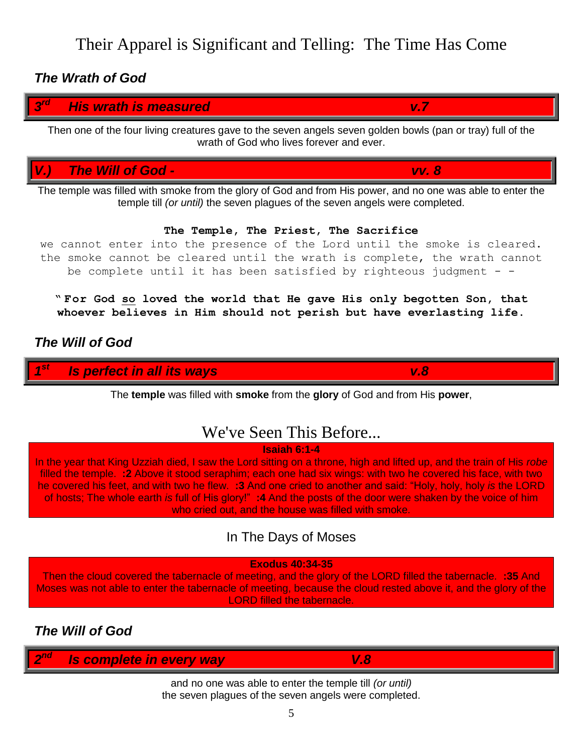# Their Apparel is Significant and Telling: The Time Has Come

### *The Wrath of God*

**3rd *His wrath is measured* v.7**

Then one of the four living creatures gave to the seven angels seven golden bowls (pan or tray) full of the wrath of God who lives forever and ever.

**V.) *The Will of God -* vv. 8**

The temple was filled with smoke from the glory of God and from His power, and no one was able to enter the temple till *(or until)* the seven plagues of the seven angels were completed.

**The Temple, The Priest, The Sacrifice**

we cannot enter into the presence of the Lord until the smoke is cleared. the smoke cannot be cleared until the wrath is complete, the wrath cannot be complete until it has been satisfied by righteous judgment - -

**" For God so loved the world that He gave His only begotten Son, that whoever believes in Him should not perish but have everlasting life.**

### *The Will of God*

**1st *Is perfect in all its ways* v.8**

The **temple** was filled with **smoke** from the **glory** of God and from His **power**,

## We've Seen This Before...

**Isaiah 6:1-4**

In the year that King Uzziah died, I saw the Lord sitting on a throne, high and lifted up, and the train of His *robe* filled the temple. **:2** Above it stood seraphim; each one had six wings: with two he covered his face, with two he covered his feet, and with two he flew. **:3** And one cried to another and said: "Holy, holy, holy *is* the LORD of hosts; The whole earth *is* full of His glory!" **:4** And the posts of the door were shaken by the voice of him who cried out, and the house was filled with smoke.

### In The Days of Moses

**Exodus 40:34-35**

Then the cloud covered the tabernacle of meeting, and the glory of the LORD filled the tabernacle. **:35** And Moses was not able to enter the tabernacle of meeting, because the cloud rested above it, and the glory of the LORD filled the tabernacle.

### *The Will of God*

**2nd *Is complete in every way* V.8**

and no one was able to enter the temple till *(or until)* the seven plagues of the seven angels were completed.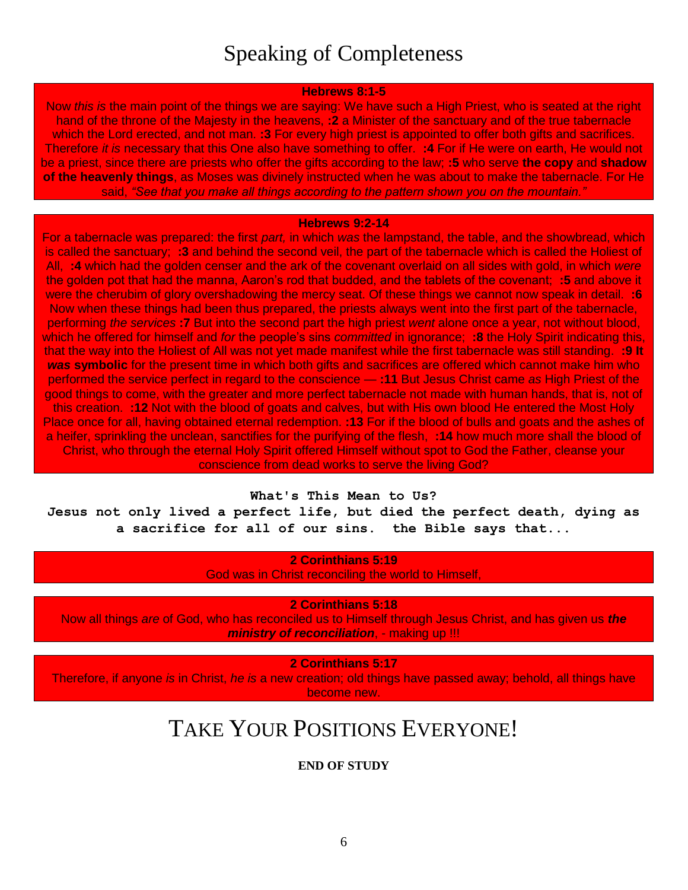# Speaking of Completeness

**Hebrews 8:1-5**

Now *this is* the main point of the things we are saying: We have such a High Priest, who is seated at the right hand of the throne of the Majesty in the heavens, **:2** a Minister of the sanctuary and of the true tabernacle which the Lord erected, and not man. **:3** For every high priest is appointed to offer both gifts and sacrifices. Therefore *it is* necessary that this One also have something to offer. **:4** For if He were on earth, He would not be a priest, since there are priests who offer the gifts according to the law; **:5** who serve **the copy** and **shadow of the heavenly things**, as Moses was divinely instructed when he was about to make the tabernacle. For He said, *"See that you make all things according to the pattern shown you on the mountain."*

**Hebrews 9:2-14**

For a tabernacle was prepared: the first *part,* in which *was* the lampstand, the table, and the showbread, which is called the sanctuary; **:3** and behind the second veil, the part of the tabernacle which is called the Holiest of All, **:4** which had the golden censer and the ark of the covenant overlaid on all sides with gold, in which *were* the golden pot that had the manna, Aaron's rod that budded, and the tablets of the covenant; **:5** and above it were the cherubim of glory overshadowing the mercy seat. Of these things we cannot now speak in detail. **:6** Now when these things had been thus prepared, the priests always went into the first part of the tabernacle, performing *the services* **:7** But into the second part the high priest *went* alone once a year, not without blood, which he offered for himself and *for* the people's sins *committed* in ignorance; **:8** the Holy Spirit indicating this, that the way into the Holiest of All was not yet made manifest while the first tabernacle was still standing. **:9 It *was* symbolic** for the present time in which both gifts and sacrifices are offered which cannot make him who performed the service perfect in regard to the conscience — **:11** But Jesus Christ came *as* High Priest of the good things to come, with the greater and more perfect tabernacle not made with human hands, that is, not of this creation. **:12** Not with the blood of goats and calves, but with His own blood He entered the Most Holy Place once for all, having obtained eternal redemption. **:13** For if the blood of bulls and goats and the ashes of a heifer, sprinkling the unclean, sanctifies for the purifying of the flesh, **:14** how much more shall the blood of Christ, who through the eternal Holy Spirit offered Himself without spot to God the Father, cleanse your conscience from dead works to serve the living God?

**What's This Mean to Us?**

**Jesus not only lived a perfect life, but died the perfect death, dying as a sacrifice for all of our sins. the Bible says that...**

**2 Corinthians 5:19**

God was in Christ reconciling the world to Himself,

**2 Corinthians 5:18**

Now all things *are* of God, who has reconciled us to Himself through Jesus Christ, and has given us ***the ministry of reconciliation***, - making up !!!

**2 Corinthians 5:17**

Therefore, if anyone *is* in Christ, *he is* a new creation; old things have passed away; behold, all things have become new.

# TAKE YOUR POSITIONS EVERYONE!

**END OF STUDY**